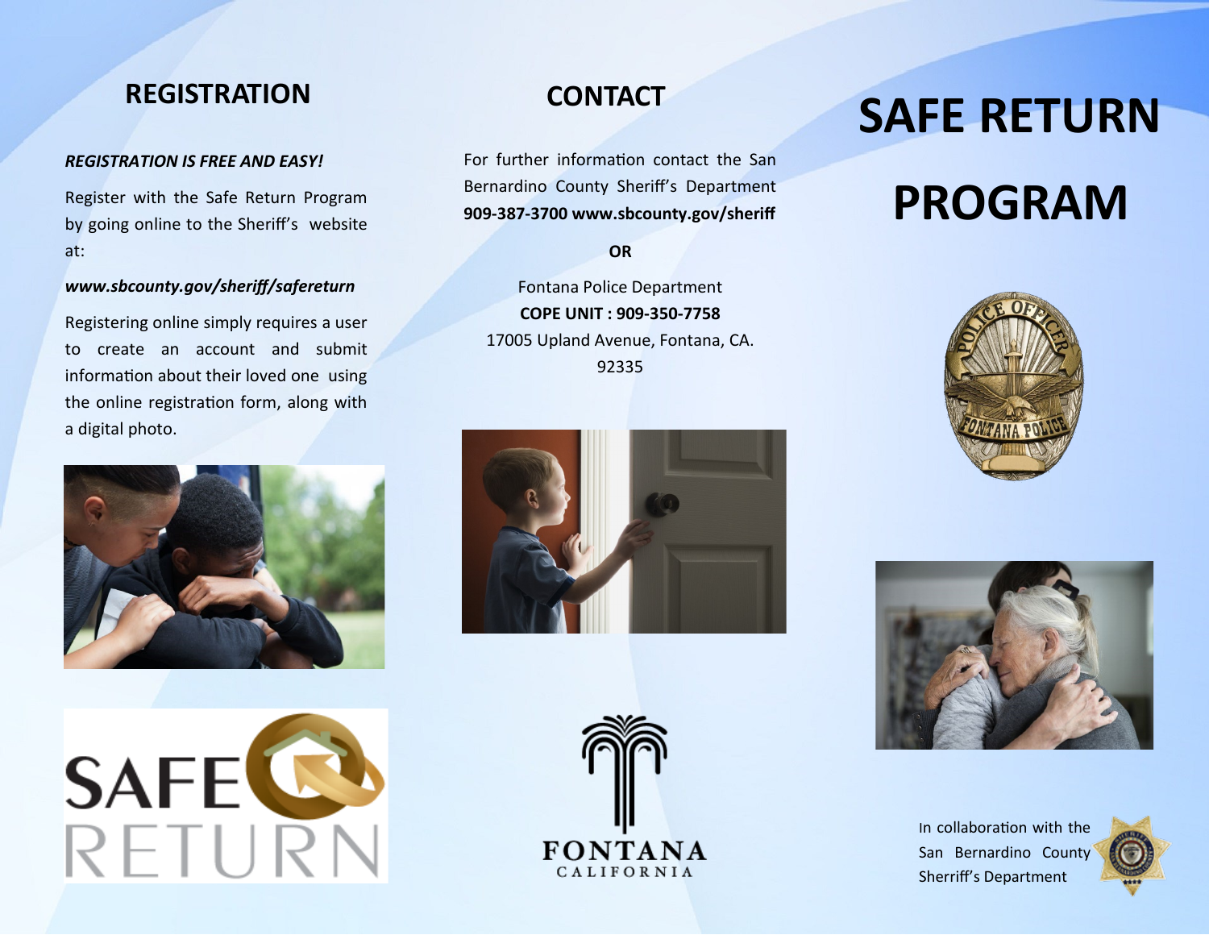## REGISTRATION

***REGISTRATION IS FREE AND EASY!***

Register with the Safe Return Program by going online to the Sheriff's website at:

***www.sbcounty.gov/sheriff/safereturn***

Registering online simply requires a user to create an account and submit information about their loved one using the online registration form, along with a digital photo.

## CONTACT

For further information contact the San Bernardino County Sheriff's Department **909-387-3700 www.sbcounty.gov/sheriff**

**OR**

Fontana Police Department
**COPE UNIT : 909-350-7758**
17005 Upland Avenue, Fontana, CA. 92335

FONTANA
CALIFORNIA

# SAFE RETURN PROGRAM

In collaboration with the San Bernardino County Sherriff's Department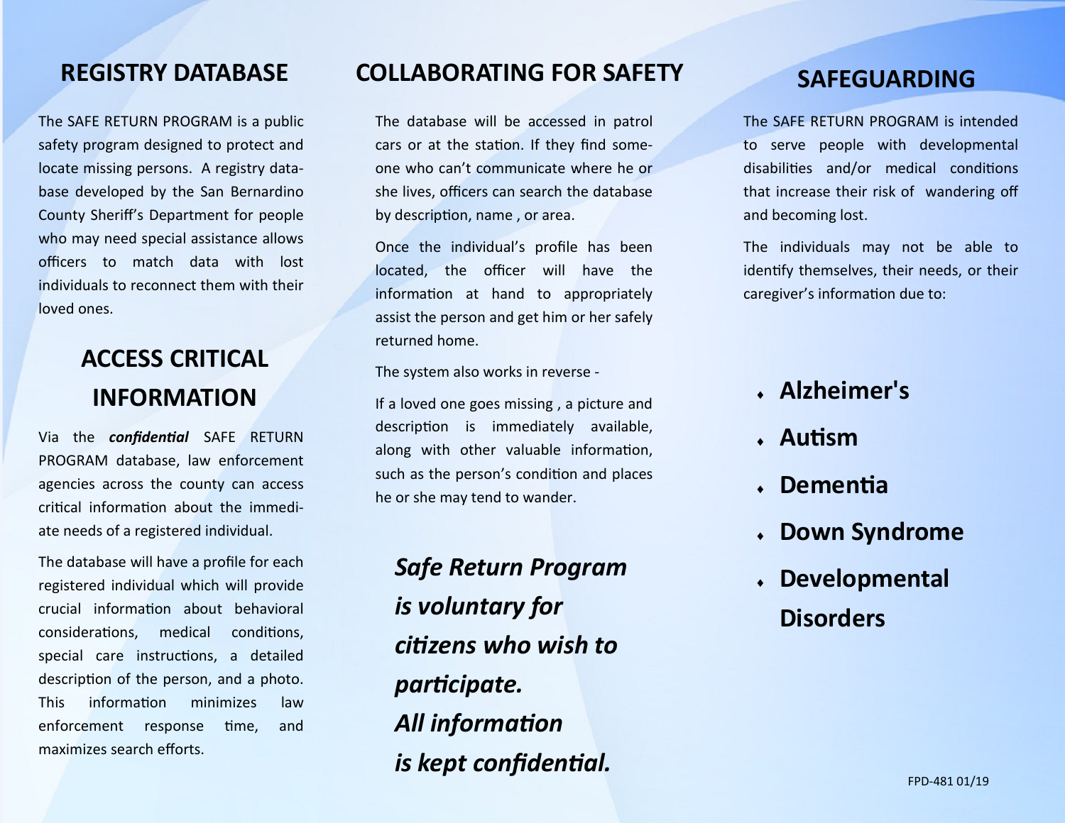## REGISTRY DATABASE

The SAFE RETURN PROGRAM is a public safety program designed to protect and locate missing persons. A registry database developed by the San Bernardino County Sheriff's Department for people who may need special assistance allows officers to match data with lost individuals to reconnect them with their loved ones.

## ACCESS CRITICAL INFORMATION

Via the ***confidential*** SAFE RETURN PROGRAM database, law enforcement agencies across the county can access critical information about the immediate needs of a registered individual.

The database will have a profile for each registered individual which will provide crucial information about behavioral considerations, medical conditions, special care instructions, a detailed description of the person, and a photo. This information minimizes law enforcement response time, and maximizes search efforts.

## COLLABORATING FOR SAFETY

The database will be accessed in patrol cars or at the station. If they find someone who can't communicate where he or she lives, officers can search the database by description, name , or area.

Once the individual's profile has been located, the officer will have the information at hand to appropriately assist the person and get him or her safely returned home.

The system also works in reverse -

If a loved one goes missing , a picture and description is immediately available, along with other valuable information, such as the person's condition and places he or she may tend to wander.

***Safe Return Program is voluntary for citizens who wish to participate.***
***All information is kept confidential.***

## SAFEGUARDING

The SAFE RETURN PROGRAM is intended to serve people with developmental disabilities and/or medical conditions that increase their risk of wandering off and becoming lost.

The individuals may not be able to identify themselves, their needs, or their caregiver's information due to:

- **Alzheimer's**
- **Autism**
- **Dementia**
- **Down Syndrome**
- **Developmental Disorders**

FPD-481 01/19